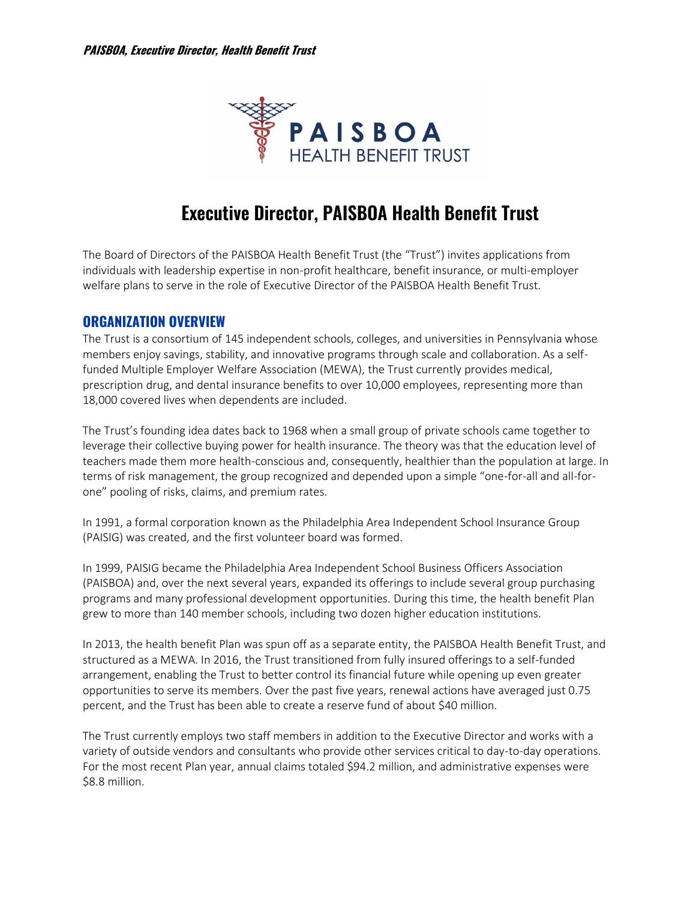# Executive Director, PAISBOA Health Benefit Trust

The Board of Directors of the PAISBOA Health Benefit Trust (the "Trust") invites applications from individuals with leadership expertise in non-profit healthcare, benefit insurance, or multi-employer welfare plans to serve in the role of Executive Director of the PAISBOA Health Benefit Trust.

## ORGANIZATION OVERVIEW

The Trust is a consortium of 145 independent schools, colleges, and universities in Pennsylvania whose members enjoy savings, stability, and innovative programs through scale and collaboration. As a self-funded Multiple Employer Welfare Association (MEWA), the Trust currently provides medical, prescription drug, and dental insurance benefits to over 10,000 employees, representing more than 18,000 covered lives when dependents are included.

The Trust's founding idea dates back to 1968 when a small group of private schools came together to leverage their collective buying power for health insurance. The theory was that the education level of teachers made them more health-conscious and, consequently, healthier than the population at large. In terms of risk management, the group recognized and depended upon a simple "one-for-all and all-for-one" pooling of risks, claims, and premium rates.

In 1991, a formal corporation known as the Philadelphia Area Independent School Insurance Group (PAISIG) was created, and the first volunteer board was formed.

In 1999, PAISIG became the Philadelphia Area Independent School Business Officers Association (PAISBOA) and, over the next several years, expanded its offerings to include several group purchasing programs and many professional development opportunities. During this time, the health benefit Plan grew to more than 140 member schools, including two dozen higher education institutions.

In 2013, the health benefit Plan was spun off as a separate entity, the PAISBOA Health Benefit Trust, and structured as a MEWA. In 2016, the Trust transitioned from fully insured offerings to a self-funded arrangement, enabling the Trust to better control its financial future while opening up even greater opportunities to serve its members. Over the past five years, renewal actions have averaged just 0.75 percent, and the Trust has been able to create a reserve fund of about $40 million.

The Trust currently employs two staff members in addition to the Executive Director and works with a variety of outside vendors and consultants who provide other services critical to day-to-day operations. For the most recent Plan year, annual claims totaled $94.2 million, and administrative expenses were $8.8 million.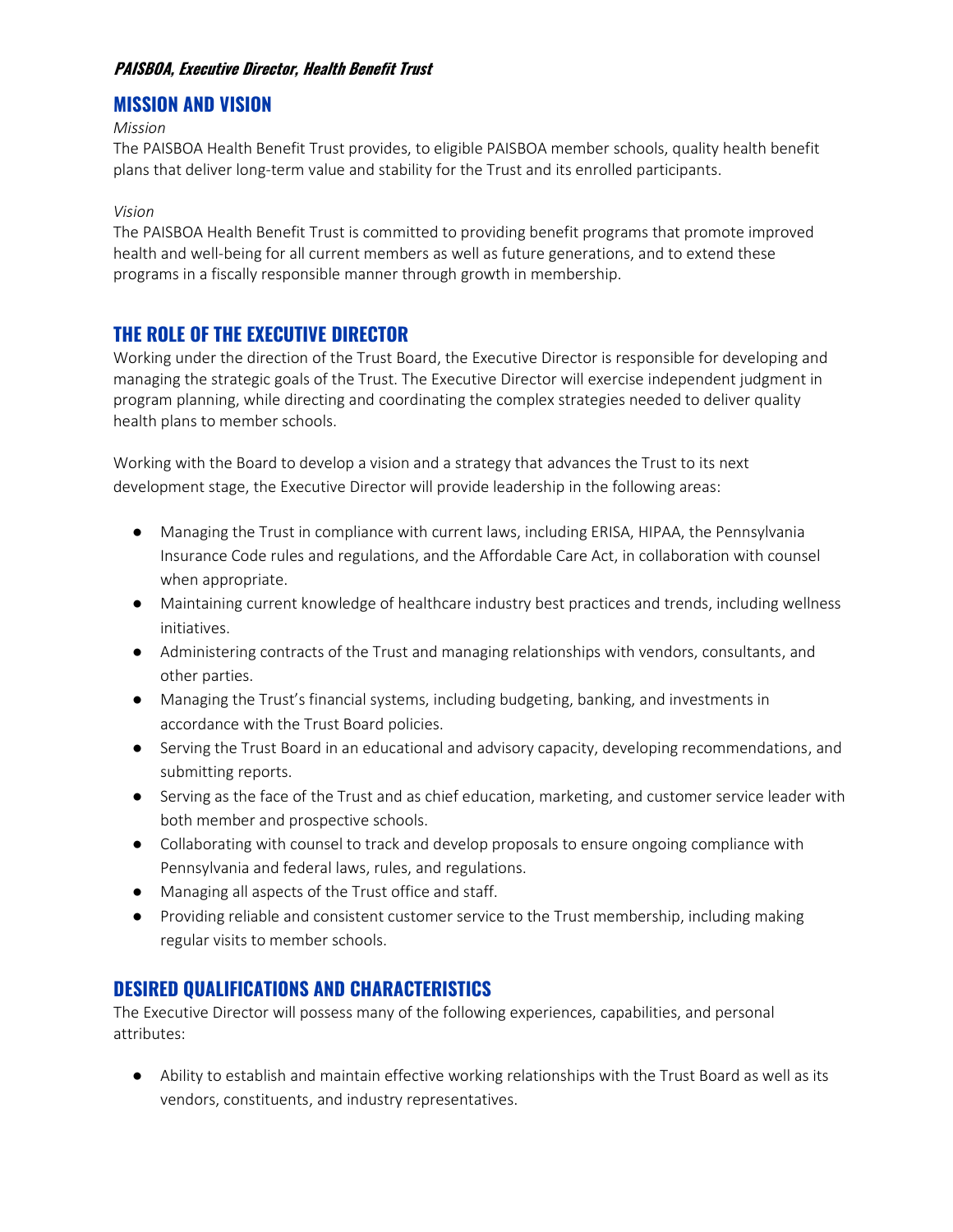*PAISBOA, Executive Director, Health Benefit Trust*

## MISSION AND VISION

*Mission*

The PAISBOA Health Benefit Trust provides, to eligible PAISBOA member schools, quality health benefit plans that deliver long-term value and stability for the Trust and its enrolled participants.

*Vision*

The PAISBOA Health Benefit Trust is committed to providing benefit programs that promote improved health and well-being for all current members as well as future generations, and to extend these programs in a fiscally responsible manner through growth in membership.

## THE ROLE OF THE EXECUTIVE DIRECTOR

Working under the direction of the Trust Board, the Executive Director is responsible for developing and managing the strategic goals of the Trust. The Executive Director will exercise independent judgment in program planning, while directing and coordinating the complex strategies needed to deliver quality health plans to member schools.

Working with the Board to develop a vision and a strategy that advances the Trust to its next development stage, the Executive Director will provide leadership in the following areas:

- Managing the Trust in compliance with current laws, including ERISA, HIPAA, the Pennsylvania Insurance Code rules and regulations, and the Affordable Care Act, in collaboration with counsel when appropriate.
- Maintaining current knowledge of healthcare industry best practices and trends, including wellness initiatives.
- Administering contracts of the Trust and managing relationships with vendors, consultants, and other parties.
- Managing the Trust's financial systems, including budgeting, banking, and investments in accordance with the Trust Board policies.
- Serving the Trust Board in an educational and advisory capacity, developing recommendations, and submitting reports.
- Serving as the face of the Trust and as chief education, marketing, and customer service leader with both member and prospective schools.
- Collaborating with counsel to track and develop proposals to ensure ongoing compliance with Pennsylvania and federal laws, rules, and regulations.
- Managing all aspects of the Trust office and staff.
- Providing reliable and consistent customer service to the Trust membership, including making regular visits to member schools.

## DESIRED QUALIFICATIONS AND CHARACTERISTICS

The Executive Director will possess many of the following experiences, capabilities, and personal attributes:

- Ability to establish and maintain effective working relationships with the Trust Board as well as its vendors, constituents, and industry representatives.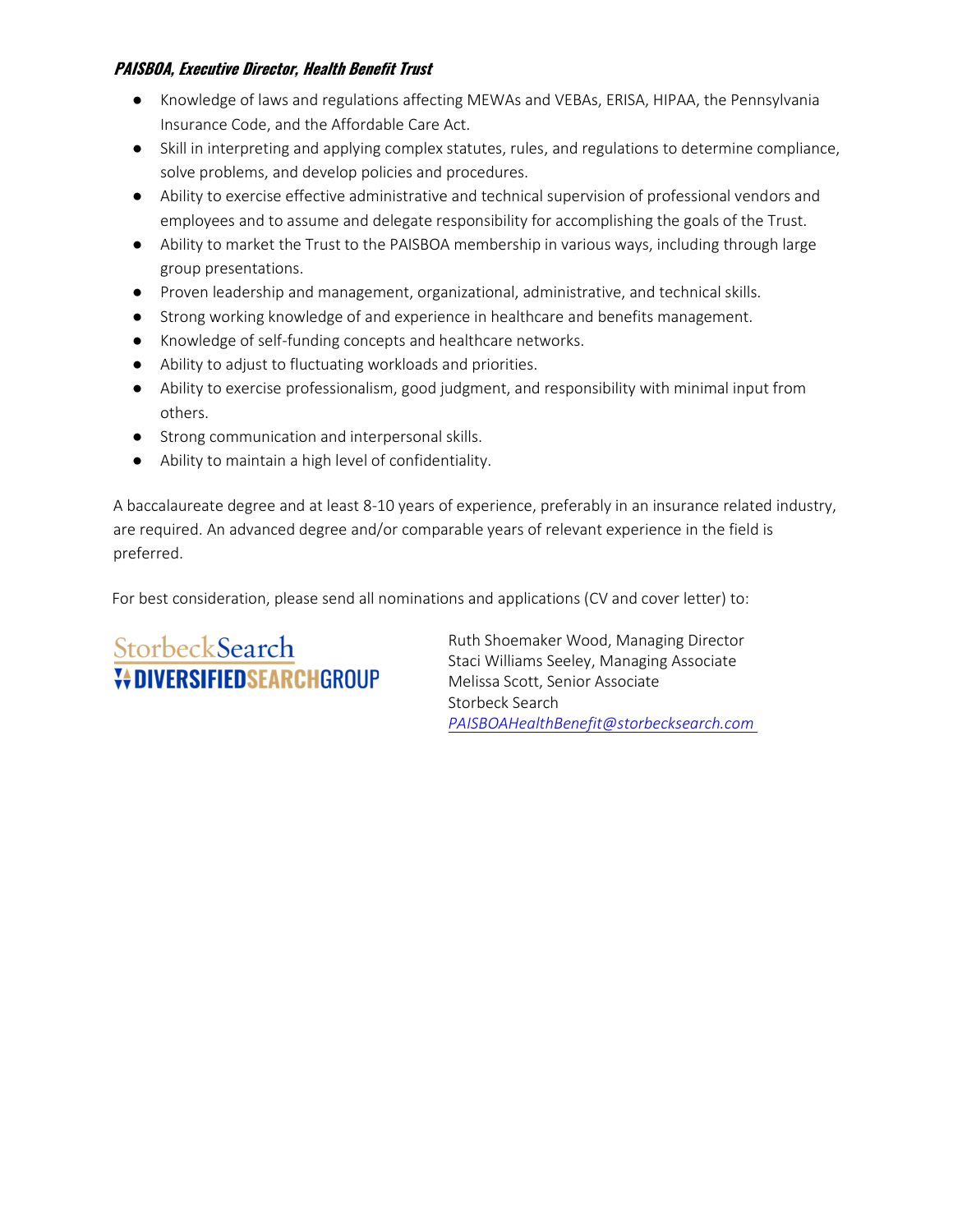***PAISBOA, Executive Director, Health Benefit Trust***

- Knowledge of laws and regulations affecting MEWAs and VEBAs, ERISA, HIPAA, the Pennsylvania Insurance Code, and the Affordable Care Act.
- Skill in interpreting and applying complex statutes, rules, and regulations to determine compliance, solve problems, and develop policies and procedures.
- Ability to exercise effective administrative and technical supervision of professional vendors and employees and to assume and delegate responsibility for accomplishing the goals of the Trust.
- Ability to market the Trust to the PAISBOA membership in various ways, including through large group presentations.
- Proven leadership and management, organizational, administrative, and technical skills.
- Strong working knowledge of and experience in healthcare and benefits management.
- Knowledge of self-funding concepts and healthcare networks.
- Ability to adjust to fluctuating workloads and priorities.
- Ability to exercise professionalism, good judgment, and responsibility with minimal input from others.
- Strong communication and interpersonal skills.
- Ability to maintain a high level of confidentiality.

A baccalaureate degree and at least 8-10 years of experience, preferably in an insurance related industry, are required. An advanced degree and/or comparable years of relevant experience in the field is preferred.

For best consideration, please send all nominations and applications (CV and cover letter) to:

StorbeckSearch
DIVERSIFIEDSEARCHGROUP

Ruth Shoemaker Wood, Managing Director
Staci Williams Seeley, Managing Associate
Melissa Scott, Senior Associate
Storbeck Search
*PAISBOAHealthBenefit@storbecksearch.com*